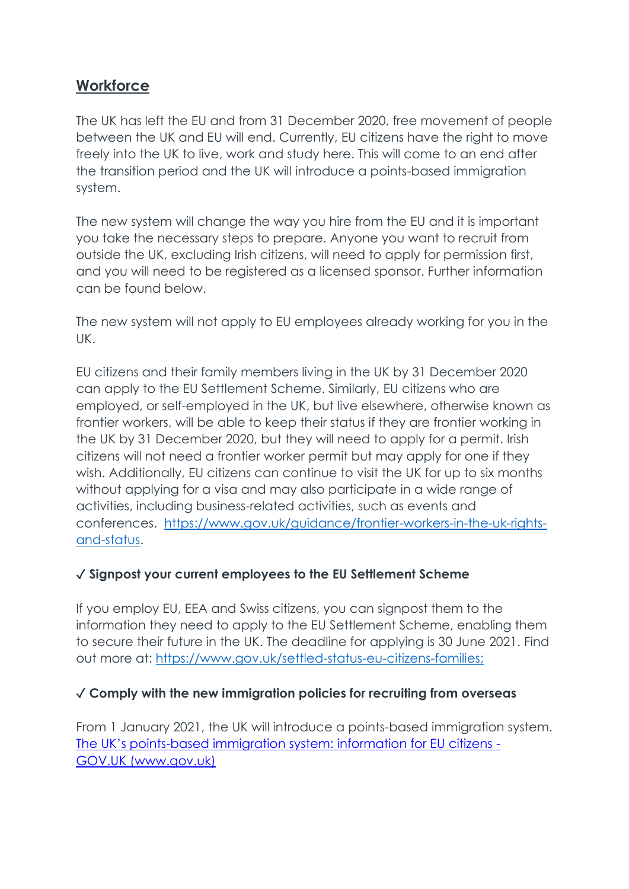## **Workforce**

The UK has left the EU and from 31 December 2020, free movement of people between the UK and EU will end. Currently, EU citizens have the right to move freely into the UK to live, work and study here. This will come to an end after the transition period and the UK will introduce a points-based immigration system.

The new system will change the way you hire from the EU and it is important you take the necessary steps to prepare. Anyone you want to recruit from outside the UK, excluding Irish citizens, will need to apply for permission first, and you will need to be registered as a licensed sponsor. Further information can be found below.

The new system will not apply to EU employees already working for you in the UK.

EU citizens and their family members living in the UK by 31 December 2020 can apply to the EU Settlement Scheme. Similarly, EU citizens who are employed, or self-employed in the UK, but live elsewhere, otherwise known as frontier workers, will be able to keep their status if they are frontier working in the UK by 31 December 2020, but they will need to apply for a permit. Irish citizens will not need a frontier worker permit but may apply for one if they wish. Additionally, EU citizens can continue to visit the UK for up to six months without applying for a visa and may also participate in a wide range of activities, including business-related activities, such as events and conferences. [https://www.gov.uk/guidance/frontier-workers-in-the-uk-rights-and-status](https://www.gov.uk/guidance/frontier-workers-in-the-uk-rights-and-status).

### ✓ **Signpost your current employees to the EU Settlement Scheme**

If you employ EU, EEA and Swiss citizens, you can signpost them to the information they need to apply to the EU Settlement Scheme, enabling them to secure their future in the UK. The deadline for applying is 30 June 2021. Find out more at: [https://www.gov.uk/settled-status-eu-citizens-families;](https://www.gov.uk/settled-status-eu-citizens-families)

### ✓ **Comply with the new immigration policies for recruiting from overseas**

From 1 January 2021, the UK will introduce a points-based immigration system. [The UK's points-based immigration system: information for EU citizens - GOV.UK (www.gov.uk)]()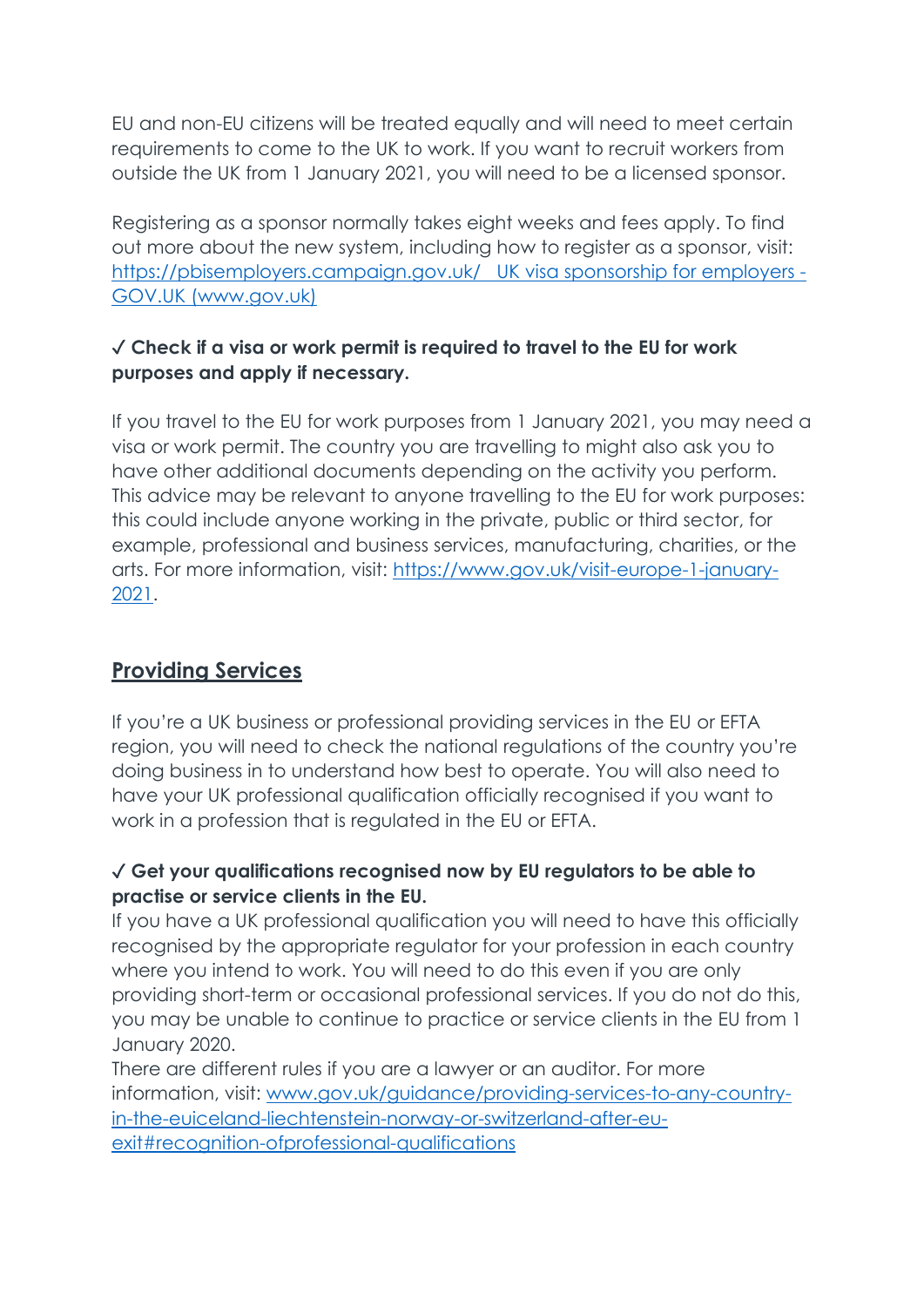EU and non-EU citizens will be treated equally and will need to meet certain requirements to come to the UK to work. If you want to recruit workers from outside the UK from 1 January 2021, you will need to be a licensed sponsor.

Registering as a sponsor normally takes eight weeks and fees apply. To find out more about the new system, including how to register as a sponsor, visit: [https://pbisemployers.campaign.gov.uk/](https://pbisemployers.campaign.gov.uk/) [UK visa sponsorship for employers - GOV.UK (www.gov.uk)](https://www.gov.uk)

**✓ Check if a visa or work permit is required to travel to the EU for work purposes and apply if necessary.**

If you travel to the EU for work purposes from 1 January 2021, you may need a visa or work permit. The country you are travelling to might also ask you to have other additional documents depending on the activity you perform. This advice may be relevant to anyone travelling to the EU for work purposes: this could include anyone working in the private, public or third sector, for example, professional and business services, manufacturing, charities, or the arts. For more information, visit: [https://www.gov.uk/visit-europe-1-january-2021](https://www.gov.uk/visit-europe-1-january-2021).

## Providing Services

If you're a UK business or professional providing services in the EU or EFTA region, you will need to check the national regulations of the country you're doing business in to understand how best to operate. You will also need to have your UK professional qualification officially recognised if you want to work in a profession that is regulated in the EU or EFTA.

**✓ Get your qualifications recognised now by EU regulators to be able to practise or service clients in the EU.**

If you have a UK professional qualification you will need to have this officially recognised by the appropriate regulator for your profession in each country where you intend to work. You will need to do this even if you are only providing short-term or occasional professional services. If you do not do this, you may be unable to continue to practice or service clients in the EU from 1 January 2020.

There are different rules if you are a lawyer or an auditor. For more information, visit: [www.gov.uk/guidance/providing-services-to-any-country-in-the-euiceland-liechtenstein-norway-or-switzerland-after-eu-exit#recognition-ofprofessional-qualifications](www.gov.uk/guidance/providing-services-to-any-country-in-the-euiceland-liechtenstein-norway-or-switzerland-after-eu-exit#recognition-ofprofessional-qualifications)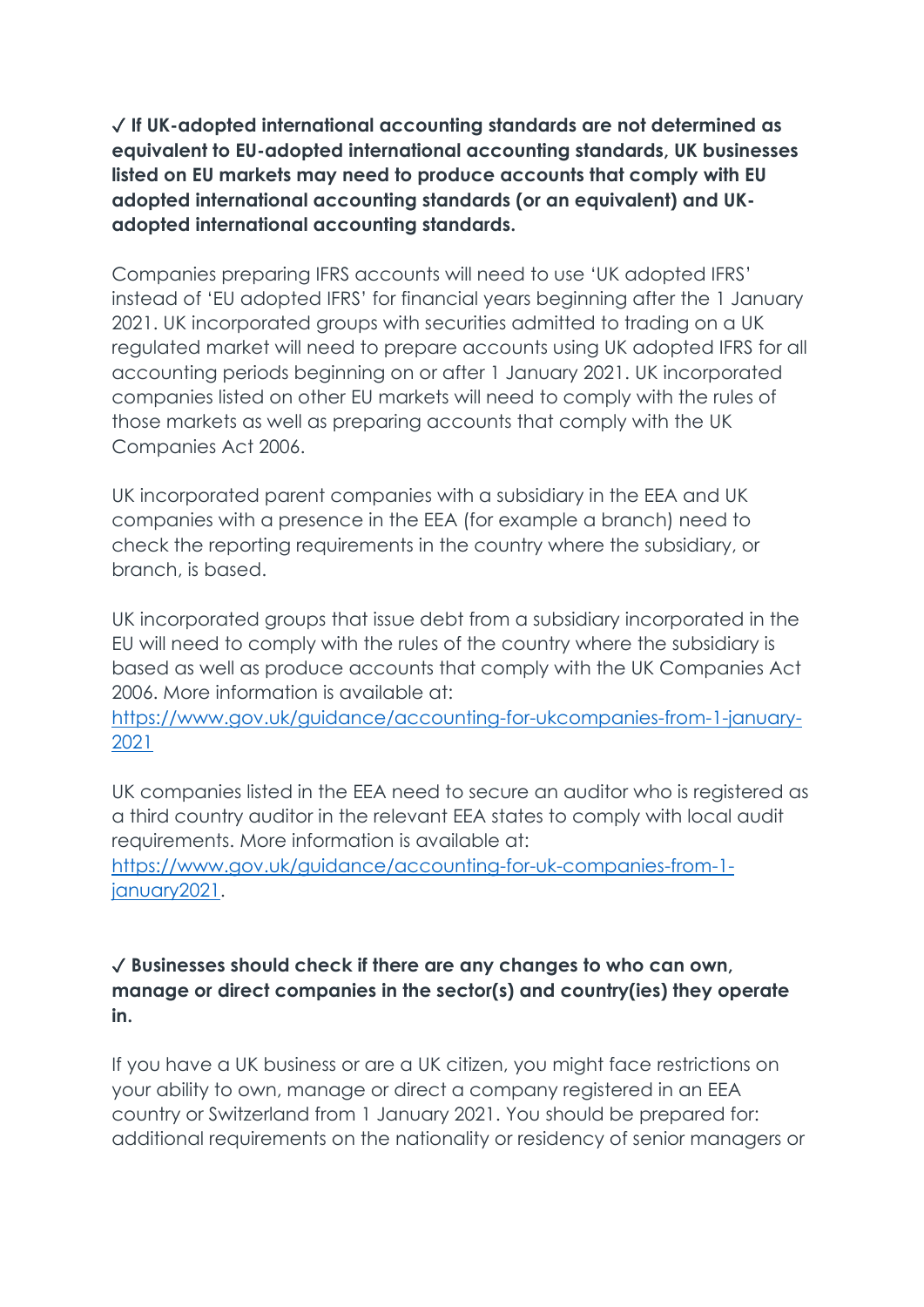**✓ If UK-adopted international accounting standards are not determined as equivalent to EU-adopted international accounting standards, UK businesses listed on EU markets may need to produce accounts that comply with EU adopted international accounting standards (or an equivalent) and UK-adopted international accounting standards.**

Companies preparing IFRS accounts will need to use 'UK adopted IFRS' instead of 'EU adopted IFRS' for financial years beginning after the 1 January 2021. UK incorporated groups with securities admitted to trading on a UK regulated market will need to prepare accounts using UK adopted IFRS for all accounting periods beginning on or after 1 January 2021. UK incorporated companies listed on other EU markets will need to comply with the rules of those markets as well as preparing accounts that comply with the UK Companies Act 2006.

UK incorporated parent companies with a subsidiary in the EEA and UK companies with a presence in the EEA (for example a branch) need to check the reporting requirements in the country where the subsidiary, or branch, is based.

UK incorporated groups that issue debt from a subsidiary incorporated in the EU will need to comply with the rules of the country where the subsidiary is based as well as produce accounts that comply with the UK Companies Act 2006. More information is available at: [https://www.gov.uk/guidance/accounting-for-ukcompanies-from-1-january-2021](https://www.gov.uk/guidance/accounting-for-ukcompanies-from-1-january-2021)

UK companies listed in the EEA need to secure an auditor who is registered as a third country auditor in the relevant EEA states to comply with local audit requirements. More information is available at: [https://www.gov.uk/guidance/accounting-for-uk-companies-from-1-january2021](https://www.gov.uk/guidance/accounting-for-uk-companies-from-1-january2021).

**✓ Businesses should check if there are any changes to who can own, manage or direct companies in the sector(s) and country(ies) they operate in.**

If you have a UK business or are a UK citizen, you might face restrictions on your ability to own, manage or direct a company registered in an EEA country or Switzerland from 1 January 2021. You should be prepared for: additional requirements on the nationality or residency of senior managers or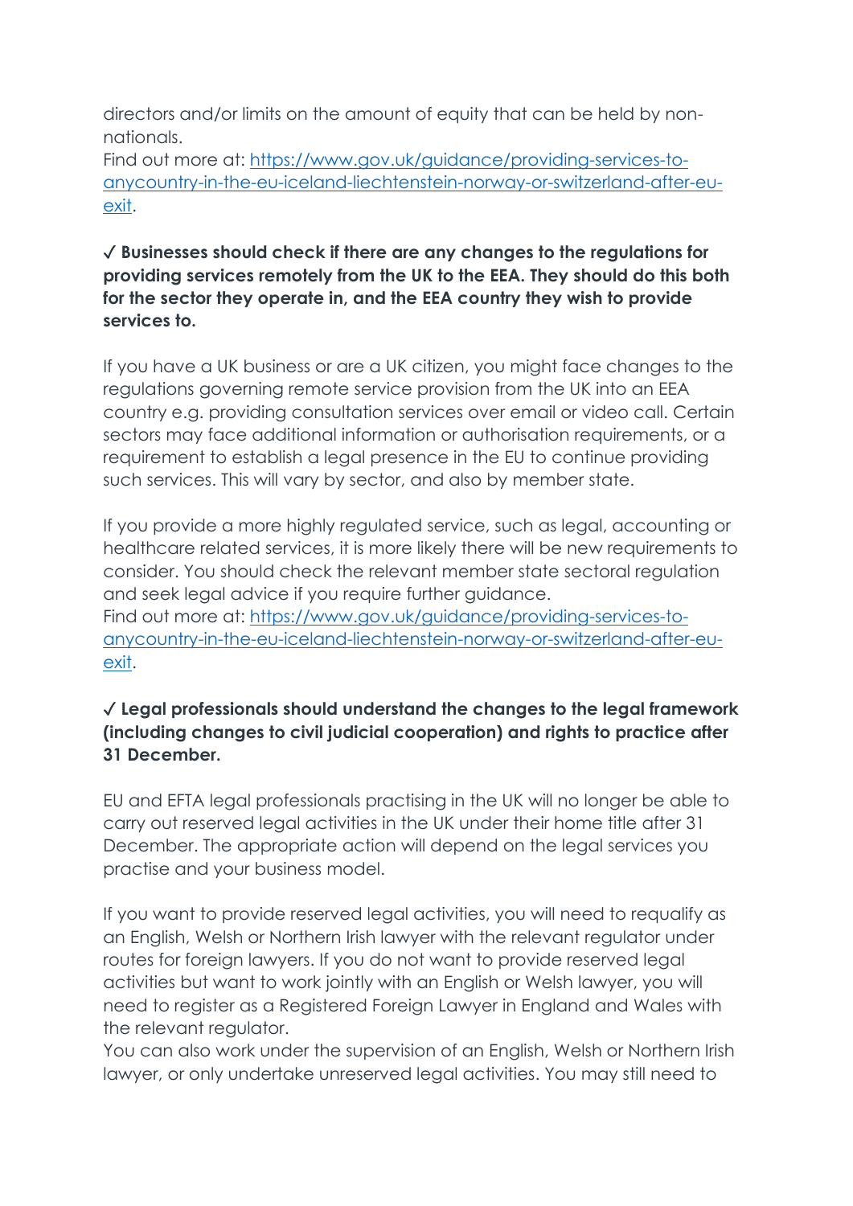directors and/or limits on the amount of equity that can be held by non-nationals.
Find out more at: [https://www.gov.uk/guidance/providing-services-to-anycountry-in-the-eu-iceland-liechtenstein-norway-or-switzerland-after-eu-exit](https://www.gov.uk/guidance/providing-services-to-anycountry-in-the-eu-iceland-liechtenstein-norway-or-switzerland-after-eu-exit).

**✓ Businesses should check if there are any changes to the regulations for providing services remotely from the UK to the EEA. They should do this both for the sector they operate in, and the EEA country they wish to provide services to.**

If you have a UK business or are a UK citizen, you might face changes to the regulations governing remote service provision from the UK into an EEA country e.g. providing consultation services over email or video call. Certain sectors may face additional information or authorisation requirements, or a requirement to establish a legal presence in the EU to continue providing such services. This will vary by sector, and also by member state.

If you provide a more highly regulated service, such as legal, accounting or healthcare related services, it is more likely there will be new requirements to consider. You should check the relevant member state sectoral regulation and seek legal advice if you require further guidance.
Find out more at: [https://www.gov.uk/guidance/providing-services-to-anycountry-in-the-eu-iceland-liechtenstein-norway-or-switzerland-after-eu-exit](https://www.gov.uk/guidance/providing-services-to-anycountry-in-the-eu-iceland-liechtenstein-norway-or-switzerland-after-eu-exit).

**✓ Legal professionals should understand the changes to the legal framework (including changes to civil judicial cooperation) and rights to practice after 31 December.**

EU and EFTA legal professionals practising in the UK will no longer be able to carry out reserved legal activities in the UK under their home title after 31 December. The appropriate action will depend on the legal services you practise and your business model.

If you want to provide reserved legal activities, you will need to requalify as an English, Welsh or Northern Irish lawyer with the relevant regulator under routes for foreign lawyers. If you do not want to provide reserved legal activities but want to work jointly with an English or Welsh lawyer, you will need to register as a Registered Foreign Lawyer in England and Wales with the relevant regulator.
You can also work under the supervision of an English, Welsh or Northern Irish lawyer, or only undertake unreserved legal activities. You may still need to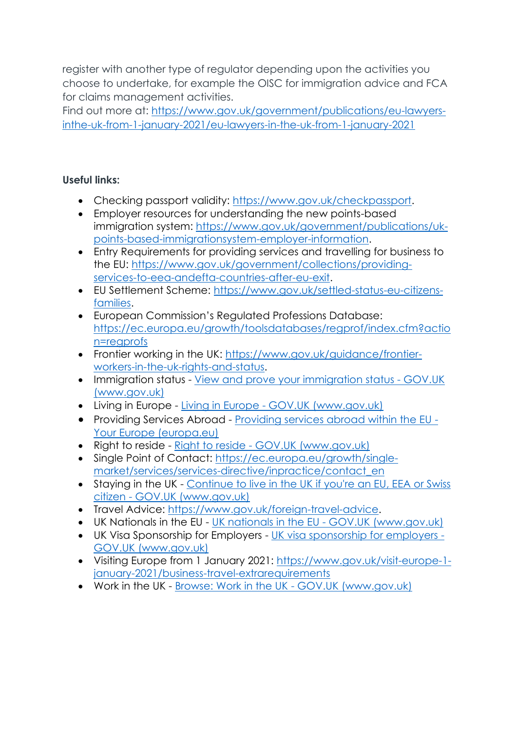register with another type of regulator depending upon the activities you choose to undertake, for example the OISC for immigration advice and FCA for claims management activities.
Find out more at: https://www.gov.uk/government/publications/eu-lawyers-inthe-uk-from-1-january-2021/eu-lawyers-in-the-uk-from-1-january-2021

**Useful links:**

- Checking passport validity: https://www.gov.uk/checkpassport.
- Employer resources for understanding the new points-based immigration system: https://www.gov.uk/government/publications/uk-points-based-immigrationsystem-employer-information.
- Entry Requirements for providing services and travelling for business to the EU: https://www.gov.uk/government/collections/providing-services-to-eea-andefta-countries-after-eu-exit.
- EU Settlement Scheme: https://www.gov.uk/settled-status-eu-citizens-families.
- European Commission's Regulated Professions Database: https://ec.europa.eu/growth/toolsdatabases/regprof/index.cfm?action=regprofs
- Frontier working in the UK: https://www.gov.uk/guidance/frontier-workers-in-the-uk-rights-and-status.
- Immigration status - View and prove your immigration status - GOV.UK (www.gov.uk)
- Living in Europe - Living in Europe - GOV.UK (www.gov.uk)
- Providing Services Abroad - Providing services abroad within the EU - Your Europe (europa.eu)
- Right to reside - Right to reside - GOV.UK (www.gov.uk)
- Single Point of Contact: https://ec.europa.eu/growth/single-market/services/services-directive/inpractice/contact_en
- Staying in the UK - Continue to live in the UK if you're an EU, EEA or Swiss citizen - GOV.UK (www.gov.uk)
- Travel Advice: https://www.gov.uk/foreign-travel-advice.
- UK Nationals in the EU - UK nationals in the EU - GOV.UK (www.gov.uk)
- UK Visa Sponsorship for Employers - UK visa sponsorship for employers - GOV.UK (www.gov.uk)
- Visiting Europe from 1 January 2021: https://www.gov.uk/visit-europe-1-january-2021/business-travel-extrarequirements
- Work in the UK - Browse: Work in the UK - GOV.UK (www.gov.uk)